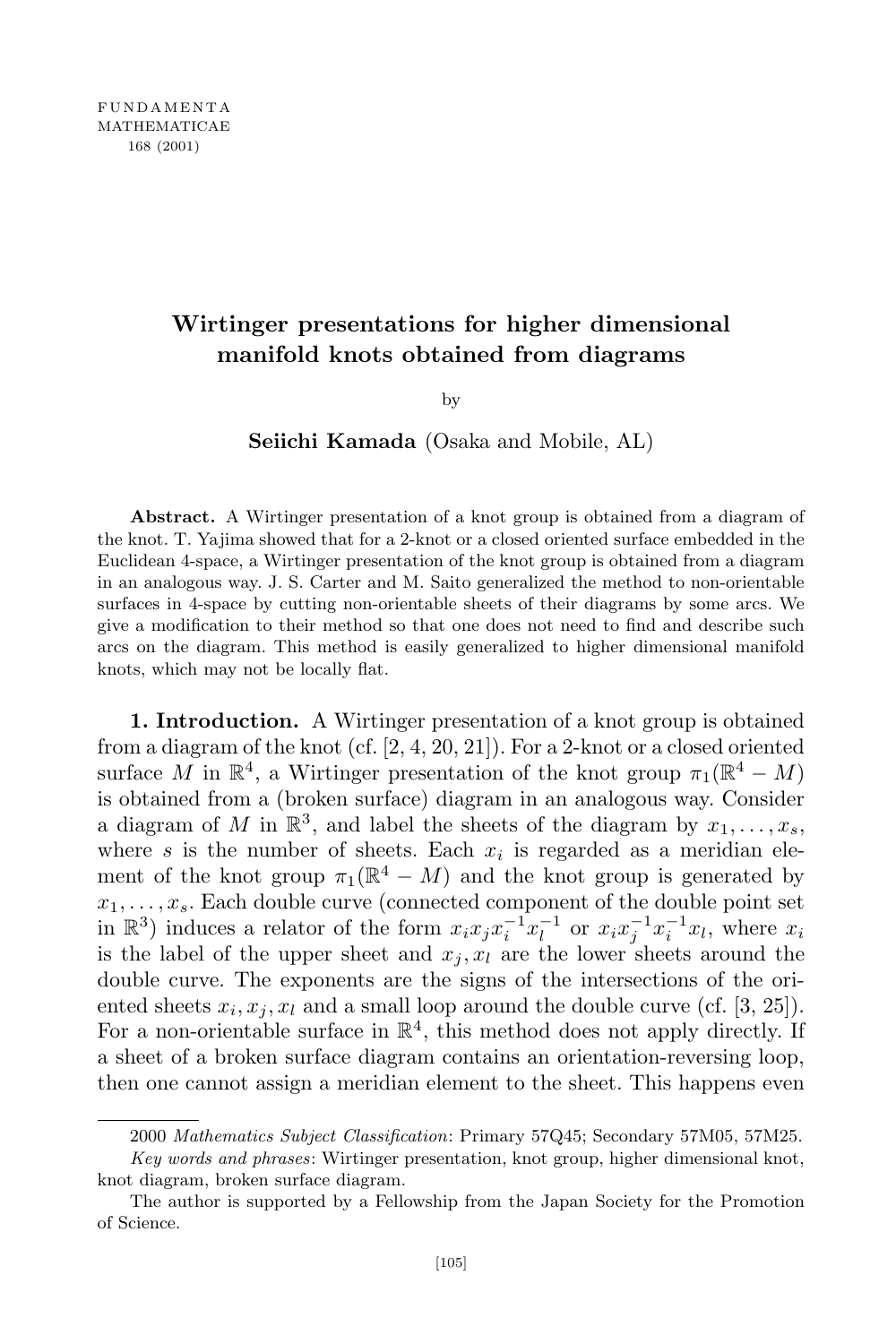# Wirtinger presentations for higher dimensional manifold knots obtained from diagrams

by

**Seiichi Kamada** (Osaka and Mobile, AL)

**Abstract.** A Wirtinger presentation of a knot group is obtained from a diagram of the knot. T. Yajima showed that for a 2-knot or a closed oriented surface embedded in the Euclidean 4-space, a Wirtinger presentation of the knot group is obtained from a diagram in an analogous way. J. S. Carter and M. Saito generalized the method to non-orientable surfaces in 4-space by cutting non-orientable sheets of their diagrams by some arcs. We give a modification to their method so that one does not need to find and describe such arcs on the diagram. This method is easily generalized to higher dimensional manifold knots, which may not be locally flat.

**1. Introduction.** A Wirtinger presentation of a knot group is obtained from a diagram of the knot (cf. [2, 4, 20, 21]). For a 2-knot or a closed oriented surface $M$ in $\mathbb{R}^4$, a Wirtinger presentation of the knot group $\pi_1(\mathbb{R}^4 - M)$ is obtained from a (broken surface) diagram in an analogous way. Consider a diagram of $M$ in $\mathbb{R}^3$, and label the sheets of the diagram by $x_1, \ldots, x_s$, where $s$ is the number of sheets. Each $x_i$ is regarded as a meridian element of the knot group $\pi_1(\mathbb{R}^4 - M)$ and the knot group is generated by $x_1, \ldots, x_s$. Each double curve (connected component of the double point set in $\mathbb{R}^3$) induces a relator of the form $x_i x_j x_i^{-1} x_l^{-1}$ or $x_i x_j^{-1} x_i^{-1} x_l$, where $x_i$ is the label of the upper sheet and $x_j, x_l$ are the lower sheets around the double curve. The exponents are the signs of the intersections of the oriented sheets $x_i, x_j, x_l$ and a small loop around the double curve (cf. [3, 25]). For a non-orientable surface in $\mathbb{R}^4$, this method does not apply directly. If a sheet of a broken surface diagram contains an orientation-reversing loop, then one cannot assign a meridian element to the sheet. This happens even

---

2000 *Mathematics Subject Classification*: Primary 57Q45; Secondary 57M05, 57M25.

*Key words and phrases*: Wirtinger presentation, knot group, higher dimensional knot, knot diagram, broken surface diagram.

The author is supported by a Fellowship from the Japan Society for the Promotion of Science.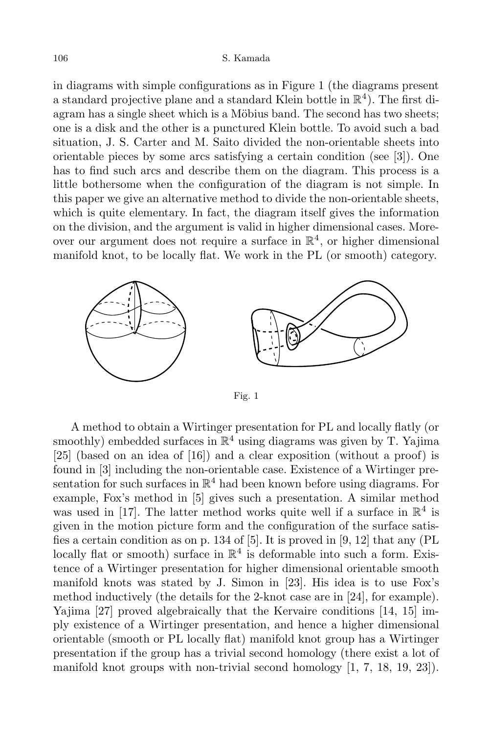in diagrams with simple configurations as in Figure 1 (the diagrams present a standard projective plane and a standard Klein bottle in $\mathbb{R}^4$). The first diagram has a single sheet which is a Möbius band. The second has two sheets; one is a disk and the other is a punctured Klein bottle. To avoid such a bad situation, J. S. Carter and M. Saito divided the non-orientable sheets into orientable pieces by some arcs satisfying a certain condition (see [3]). One has to find such arcs and describe them on the diagram. This process is a little bothersome when the configuration of the diagram is not simple. In this paper we give an alternative method to divide the non-orientable sheets, which is quite elementary. In fact, the diagram itself gives the information on the division, and the argument is valid in higher dimensional cases. Moreover our argument does not require a surface in $\mathbb{R}^4$, or higher dimensional manifold knot, to be locally flat. We work in the PL (or smooth) category.

Fig. 1

A method to obtain a Wirtinger presentation for PL and locally flatly (or smoothly) embedded surfaces in $\mathbb{R}^4$ using diagrams was given by T. Yajima [25] (based on an idea of [16]) and a clear exposition (without a proof) is found in [3] including the non-orientable case. Existence of a Wirtinger presentation for such surfaces in $\mathbb{R}^4$ had been known before using diagrams. For example, Fox's method in [5] gives such a presentation. A similar method was used in [17]. The latter method works quite well if a surface in $\mathbb{R}^4$ is given in the motion picture form and the configuration of the surface satisfies a certain condition as on p. 134 of [5]. It is proved in [9, 12] that any (PL locally flat or smooth) surface in $\mathbb{R}^4$ is deformable into such a form. Existence of a Wirtinger presentation for higher dimensional orientable smooth manifold knots was stated by J. Simon in [23]. His idea is to use Fox's method inductively (the details for the 2-knot case are in [24], for example). Yajima [27] proved algebraically that the Kervaire conditions [14, 15] imply existence of a Wirtinger presentation, and hence a higher dimensional orientable (smooth or PL locally flat) manifold knot group has a Wirtinger presentation if the group has a trivial second homology (there exist a lot of manifold knot groups with non-trivial second homology [1, 7, 18, 19, 23]).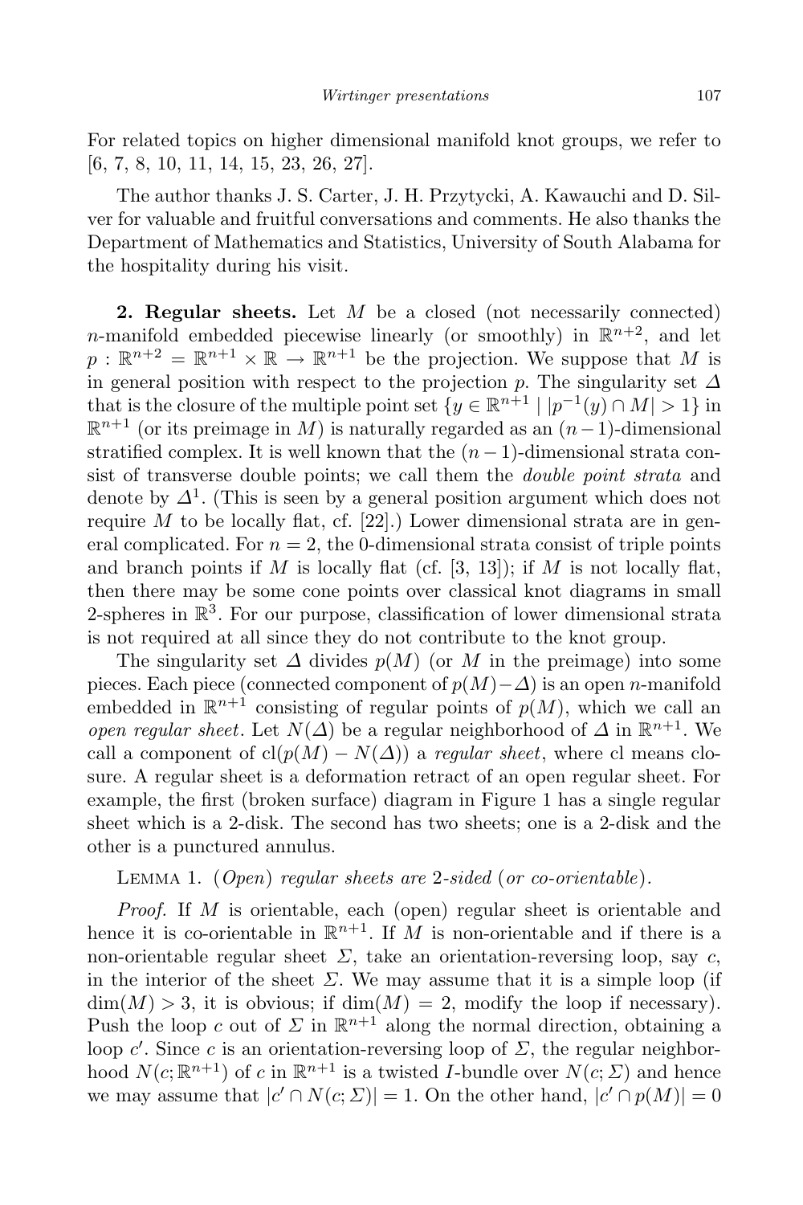For related topics on higher dimensional manifold knot groups, we refer to [6, 7, 8, 10, 11, 14, 15, 23, 26, 27].

The author thanks J. S. Carter, J. H. Przytycki, A. Kawauchi and D. Silver for valuable and fruitful conversations and comments. He also thanks the Department of Mathematics and Statistics, University of South Alabama for the hospitality during his visit.

**2. Regular sheets.** Let $M$ be a closed (not necessarily connected) $n$-manifold embedded piecewise linearly (or smoothly) in $\mathbb{R}^{n+2}$, and let $p : \mathbb{R}^{n+2} = \mathbb{R}^{n+1} \times \mathbb{R} \to \mathbb{R}^{n+1}$ be the projection. We suppose that $M$ is in general position with respect to the projection $p$. The singularity set $\Delta$ that is the closure of the multiple point set $\{y \in \mathbb{R}^{n+1} \mid |p^{-1}(y) \cap M| > 1\}$ in $\mathbb{R}^{n+1}$ (or its preimage in $M$) is naturally regarded as an $(n-1)$-dimensional stratified complex. It is well known that the $(n-1)$-dimensional strata consist of transverse double points; we call them the *double point strata* and denote by $\Delta^1$. (This is seen by a general position argument which does not require $M$ to be locally flat, cf. [22].) Lower dimensional strata are in general complicated. For $n = 2$, the 0-dimensional strata consist of triple points and branch points if $M$ is locally flat (cf. [3, 13]); if $M$ is not locally flat, then there may be some cone points over classical knot diagrams in small 2-spheres in $\mathbb{R}^3$. For our purpose, classification of lower dimensional strata is not required at all since they do not contribute to the knot group.

The singularity set $\Delta$ divides $p(M)$ (or $M$ in the preimage) into some pieces. Each piece (connected component of $p(M) - \Delta$) is an open $n$-manifold embedded in $\mathbb{R}^{n+1}$ consisting of regular points of $p(M)$, which we call an *open regular sheet*. Let $N(\Delta)$ be a regular neighborhood of $\Delta$ in $\mathbb{R}^{n+1}$. We call a component of $\mathrm{cl}(p(M) - N(\Delta))$ a *regular sheet*, where cl means closure. A regular sheet is a deformation retract of an open regular sheet. For example, the first (broken surface) diagram in Figure 1 has a single regular sheet which is a 2-disk. The second has two sheets; one is a 2-disk and the other is a punctured annulus.

LEMMA 1. (*Open*) *regular sheets are* 2-*sided* (*or co-orientable*).

*Proof.* If $M$ is orientable, each (open) regular sheet is orientable and hence it is co-orientable in $\mathbb{R}^{n+1}$. If $M$ is non-orientable and if there is a non-orientable regular sheet $\Sigma$, take an orientation-reversing loop, say $c$, in the interior of the sheet $\Sigma$. We may assume that it is a simple loop (if $\dim(M) > 3$, it is obvious; if $\dim(M) = 2$, modify the loop if necessary). Push the loop $c$ out of $\Sigma$ in $\mathbb{R}^{n+1}$ along the normal direction, obtaining a loop $c'$. Since $c$ is an orientation-reversing loop of $\Sigma$, the regular neighborhood $N(c; \mathbb{R}^{n+1})$ of $c$ in $\mathbb{R}^{n+1}$ is a twisted $I$-bundle over $N(c; \Sigma)$ and hence we may assume that $|c' \cap N(c; \Sigma)| = 1$. On the other hand, $|c' \cap p(M)| = 0$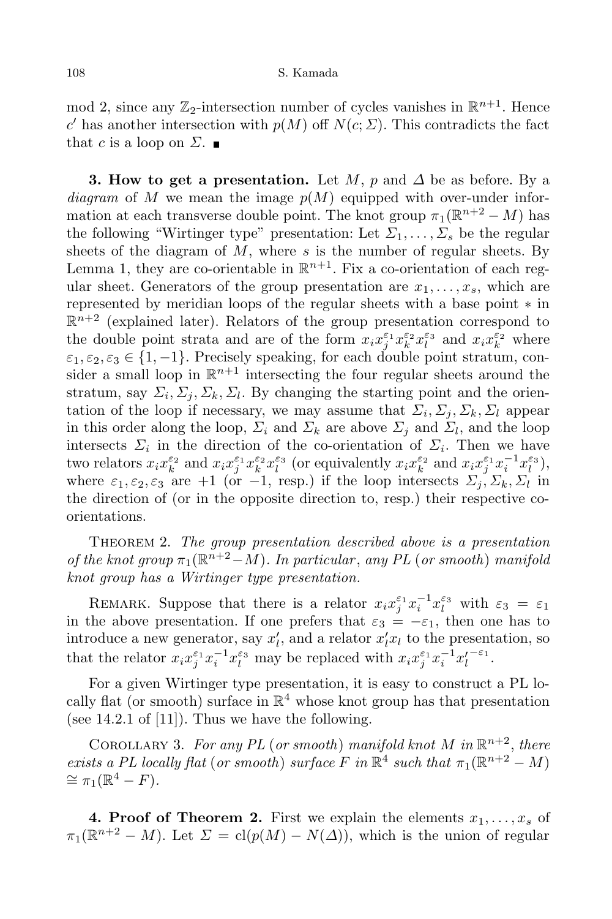mod 2, since any $\mathbb{Z}_2$-intersection number of cycles vanishes in $\mathbb{R}^{n+1}$. Hence $c'$ has another intersection with $p(M)$ off $N(c;\Sigma)$. This contradicts the fact that $c$ is a loop on $\Sigma$. ∎

**3. How to get a presentation.** Let $M$, $p$ and $\Delta$ be as before. By a *diagram* of $M$ we mean the image $p(M)$ equipped with over-under information at each transverse double point. The knot group $\pi_1(\mathbb{R}^{n+2}-M)$ has the following "Wirtinger type" presentation: Let $\Sigma_1,\ldots,\Sigma_s$ be the regular sheets of the diagram of $M$, where $s$ is the number of regular sheets. By Lemma 1, they are co-orientable in $\mathbb{R}^{n+1}$. Fix a co-orientation of each regular sheet. Generators of the group presentation are $x_1,\ldots,x_s$, which are represented by meridian loops of the regular sheets with a base point $*$ in $\mathbb{R}^{n+2}$ (explained later). Relators of the group presentation correspond to the double point strata and are of the form $x_i x_j^{\varepsilon_1} x_k^{\varepsilon_2} x_l^{\varepsilon_3}$ and $x_i x_k^{\varepsilon_2}$ where $\varepsilon_1,\varepsilon_2,\varepsilon_3\in\{1,-1\}$. Precisely speaking, for each double point stratum, consider a small loop in $\mathbb{R}^{n+1}$ intersecting the four regular sheets around the stratum, say $\Sigma_i,\Sigma_j,\Sigma_k,\Sigma_l$. By changing the starting point and the orientation of the loop if necessary, we may assume that $\Sigma_i,\Sigma_j,\Sigma_k,\Sigma_l$ appear in this order along the loop, $\Sigma_i$ and $\Sigma_k$ are above $\Sigma_j$ and $\Sigma_l$, and the loop intersects $\Sigma_i$ in the direction of the co-orientation of $\Sigma_i$. Then we have two relators $x_i x_k^{\varepsilon_2}$ and $x_i x_j^{\varepsilon_1} x_k^{\varepsilon_2} x_l^{\varepsilon_3}$ (or equivalently $x_i x_k^{\varepsilon_2}$ and $x_i x_j^{\varepsilon_1} x_i^{-1} x_l^{\varepsilon_3}$), where $\varepsilon_1,\varepsilon_2,\varepsilon_3$ are $+1$ (or $-1$, resp.) if the loop intersects $\Sigma_j,\Sigma_k,\Sigma_l$ in the direction of (or in the opposite direction to, resp.) their respective co-orientations.

Theorem 2. *The group presentation described above is a presentation of the knot group $\pi_1(\mathbb{R}^{n+2}-M)$. In particular, any PL (or smooth) manifold knot group has a Wirtinger type presentation.*

Remark. Suppose that there is a relator $x_i x_j^{\varepsilon_1} x_i^{-1} x_l^{\varepsilon_3}$ with $\varepsilon_3=\varepsilon_1$ in the above presentation. If one prefers that $\varepsilon_3=-\varepsilon_1$, then one has to introduce a new generator, say $x_l'$, and a relator $x_l' x_l$ to the presentation, so that the relator $x_i x_j^{\varepsilon_1} x_i^{-1} x_l^{\varepsilon_3}$ may be replaced with $x_i x_j^{\varepsilon_1} x_i^{-1} x_l'^{-\varepsilon_1}$.

For a given Wirtinger type presentation, it is easy to construct a PL locally flat (or smooth) surface in $\mathbb{R}^4$ whose knot group has that presentation (see 14.2.1 of [11]). Thus we have the following.

Corollary 3. *For any PL (or smooth) manifold knot $M$ in $\mathbb{R}^{n+2}$, there exists a PL locally flat (or smooth) surface $F$ in $\mathbb{R}^4$ such that $\pi_1(\mathbb{R}^{n+2}-M)\cong\pi_1(\mathbb{R}^4-F)$.*

**4. Proof of Theorem 2.** First we explain the elements $x_1,\ldots,x_s$ of $\pi_1(\mathbb{R}^{n+2}-M)$. Let $\Sigma=\mathrm{cl}(p(M)-N(\Delta))$, which is the union of regular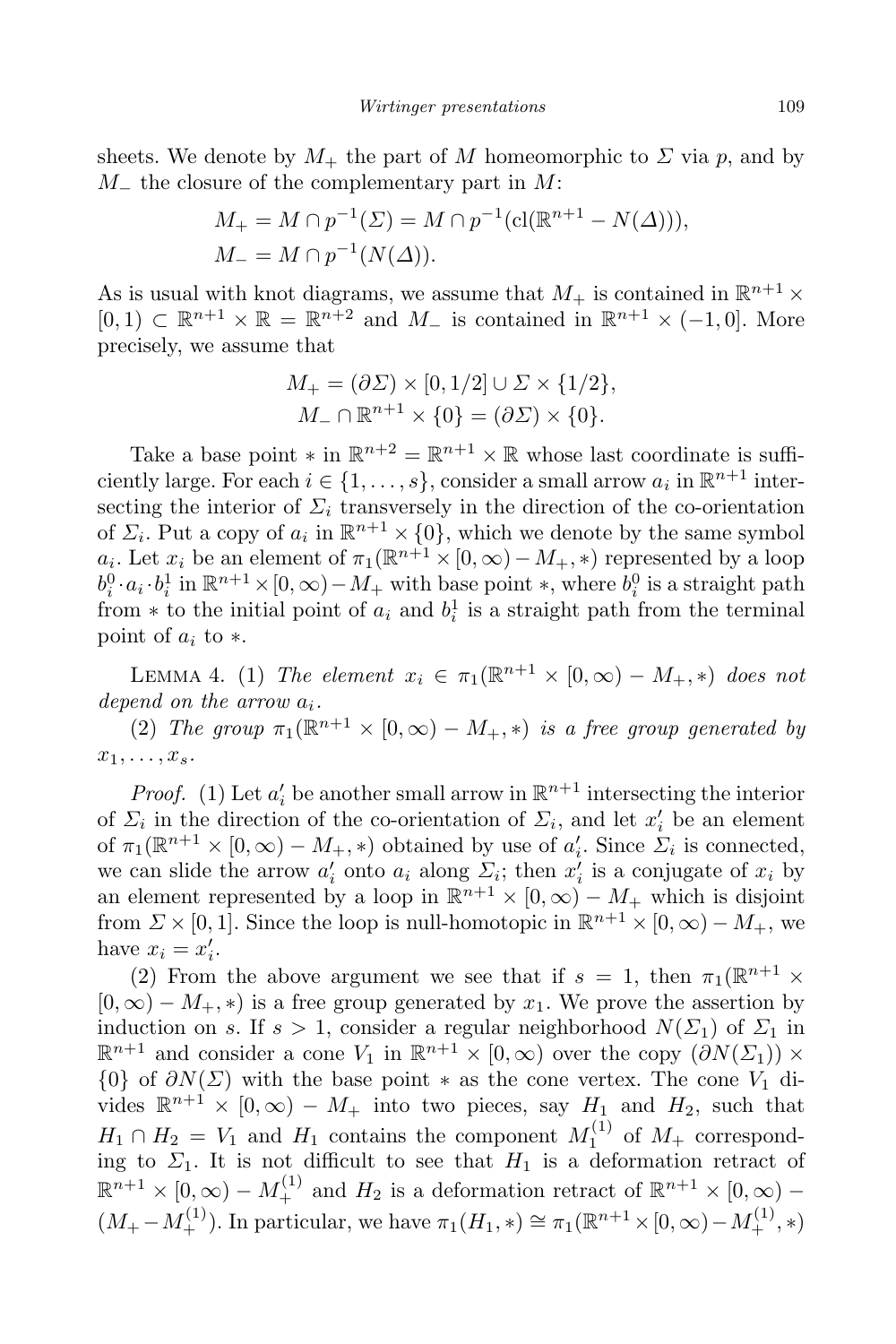sheets. We denote by $M_+$ the part of $M$ homeomorphic to $\Sigma$ via $p$, and by $M_-$ the closure of the complementary part in $M$:

$$M_+ = M \cap p^{-1}(\Sigma) = M \cap p^{-1}(\mathrm{cl}(\mathbb{R}^{n+1} - N(\Delta))),$$
$$M_- = M \cap p^{-1}(N(\Delta)).$$

As is usual with knot diagrams, we assume that $M_+$ is contained in $\mathbb{R}^{n+1} \times [0,1) \subset \mathbb{R}^{n+1} \times \mathbb{R} = \mathbb{R}^{n+2}$ and $M_-$ is contained in $\mathbb{R}^{n+1} \times (-1,0]$. More precisely, we assume that

$$M_+ = (\partial\Sigma) \times [0,1/2] \cup \Sigma \times \{1/2\},$$
$$M_- \cap \mathbb{R}^{n+1} \times \{0\} = (\partial\Sigma) \times \{0\}.$$

Take a base point $*$ in $\mathbb{R}^{n+2} = \mathbb{R}^{n+1} \times \mathbb{R}$ whose last coordinate is sufficiently large. For each $i \in \{1, \ldots, s\}$, consider a small arrow $a_i$ in $\mathbb{R}^{n+1}$ intersecting the interior of $\Sigma_i$ transversely in the direction of the co-orientation of $\Sigma_i$. Put a copy of $a_i$ in $\mathbb{R}^{n+1} \times \{0\}$, which we denote by the same symbol $a_i$. Let $x_i$ be an element of $\pi_1(\mathbb{R}^{n+1} \times [0,\infty) - M_+, *)$ represented by a loop $b_i^0 \cdot a_i \cdot b_i^1$ in $\mathbb{R}^{n+1} \times [0,\infty) - M_+$ with base point $*$, where $b_i^0$ is a straight path from $*$ to the initial point of $a_i$ and $b_i^1$ is a straight path from the terminal point of $a_i$ to $*$.

Lemma 4. (1) *The element $x_i \in \pi_1(\mathbb{R}^{n+1} \times [0,\infty) - M_+, *)$ does not depend on the arrow $a_i$.*

(2) *The group $\pi_1(\mathbb{R}^{n+1} \times [0,\infty) - M_+, *)$ is a free group generated by $x_1, \ldots, x_s$.*

*Proof.* (1) Let $a_i'$ be another small arrow in $\mathbb{R}^{n+1}$ intersecting the interior of $\Sigma_i$ in the direction of the co-orientation of $\Sigma_i$, and let $x_i'$ be an element of $\pi_1(\mathbb{R}^{n+1} \times [0,\infty) - M_+, *)$ obtained by use of $a_i'$. Since $\Sigma_i$ is connected, we can slide the arrow $a_i'$ onto $a_i$ along $\Sigma_i$; then $x_i'$ is a conjugate of $x_i$ by an element represented by a loop in $\mathbb{R}^{n+1} \times [0,\infty) - M_+$ which is disjoint from $\Sigma \times [0,1]$. Since the loop is null-homotopic in $\mathbb{R}^{n+1} \times [0,\infty) - M_+$, we have $x_i = x_i'$.

(2) From the above argument we see that if $s = 1$, then $\pi_1(\mathbb{R}^{n+1} \times [0,\infty) - M_+, *)$ is a free group generated by $x_1$. We prove the assertion by induction on $s$. If $s > 1$, consider a regular neighborhood $N(\Sigma_1)$ of $\Sigma_1$ in $\mathbb{R}^{n+1}$ and consider a cone $V_1$ in $\mathbb{R}^{n+1} \times [0,\infty)$ over the copy $(\partial N(\Sigma_1)) \times \{0\}$ of $\partial N(\Sigma)$ with the base point $*$ as the cone vertex. The cone $V_1$ divides $\mathbb{R}^{n+1} \times [0,\infty) - M_+$ into two pieces, say $H_1$ and $H_2$, such that $H_1 \cap H_2 = V_1$ and $H_1$ contains the component $M_1^{(1)}$ of $M_+$ corresponding to $\Sigma_1$. It is not difficult to see that $H_1$ is a deformation retract of $\mathbb{R}^{n+1} \times [0,\infty) - M_+^{(1)}$ and $H_2$ is a deformation retract of $\mathbb{R}^{n+1} \times [0,\infty) - (M_+ - M_+^{(1)})$. In particular, we have $\pi_1(H_1, *) \cong \pi_1(\mathbb{R}^{n+1} \times [0,\infty) - M_+^{(1)}, *)$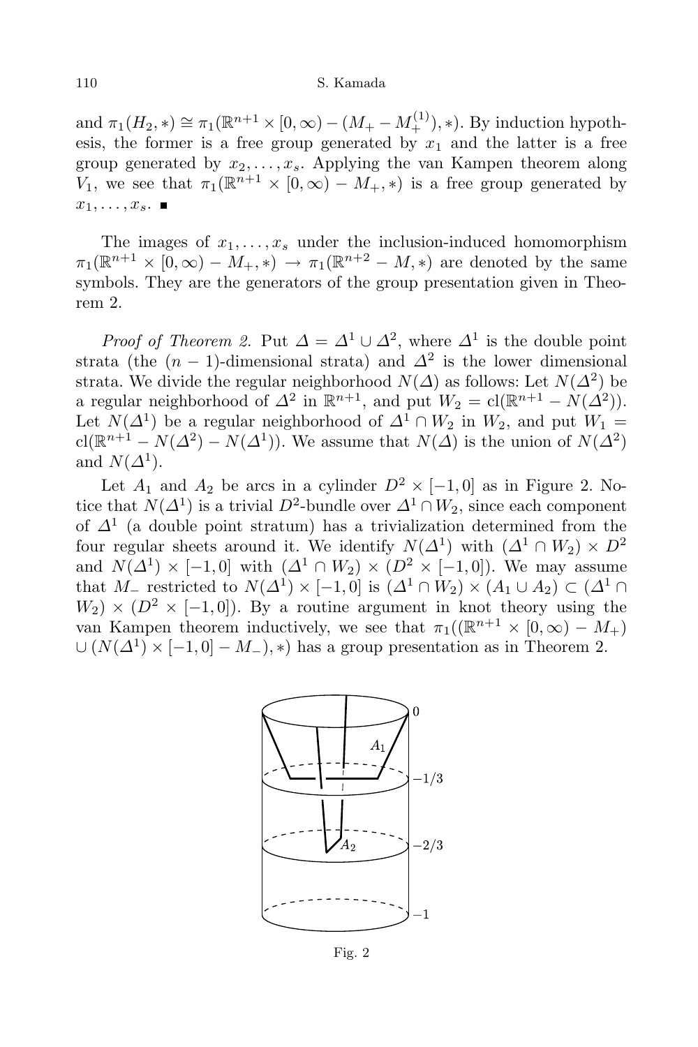and $\pi_1(H_2, *) \cong \pi_1(\mathbb{R}^{n+1} \times [0, \infty) - (M_+ - M_+^{(1)}), *)$. By induction hypothesis, the former is a free group generated by $x_1$ and the latter is a free group generated by $x_2, \ldots, x_s$. Applying the van Kampen theorem along $V_1$, we see that $\pi_1(\mathbb{R}^{n+1} \times [0, \infty) - M_+, *)$ is a free group generated by $x_1, \ldots, x_s$. ■

The images of $x_1, \ldots, x_s$ under the inclusion-induced homomorphism $\pi_1(\mathbb{R}^{n+1} \times [0, \infty) - M_+, *) \to \pi_1(\mathbb{R}^{n+2} - M, *)$ are denoted by the same symbols. They are the generators of the group presentation given in Theorem 2.

*Proof of Theorem 2.* Put $\Delta = \Delta^1 \cup \Delta^2$, where $\Delta^1$ is the double point strata (the $(n-1)$-dimensional strata) and $\Delta^2$ is the lower dimensional strata. We divide the regular neighborhood $N(\Delta)$ as follows: Let $N(\Delta^2)$ be a regular neighborhood of $\Delta^2$ in $\mathbb{R}^{n+1}$, and put $W_2 = \mathrm{cl}(\mathbb{R}^{n+1} - N(\Delta^2))$. Let $N(\Delta^1)$ be a regular neighborhood of $\Delta^1 \cap W_2$ in $W_2$, and put $W_1 = \mathrm{cl}(\mathbb{R}^{n+1} - N(\Delta^2) - N(\Delta^1))$. We assume that $N(\Delta)$ is the union of $N(\Delta^2)$ and $N(\Delta^1)$.

Let $A_1$ and $A_2$ be arcs in a cylinder $D^2 \times [-1, 0]$ as in Figure 2. Notice that $N(\Delta^1)$ is a trivial $D^2$-bundle over $\Delta^1 \cap W_2$, since each component of $\Delta^1$ (a double point stratum) has a trivialization determined from the four regular sheets around it. We identify $N(\Delta^1)$ with $(\Delta^1 \cap W_2) \times D^2$ and $N(\Delta^1) \times [-1, 0]$ with $(\Delta^1 \cap W_2) \times (D^2 \times [-1, 0])$. We may assume that $M_-$ restricted to $N(\Delta^1) \times [-1, 0]$ is $(\Delta^1 \cap W_2) \times (A_1 \cup A_2) \subset (\Delta^1 \cap W_2) \times (D^2 \times [-1, 0])$. By a routine argument in knot theory using the van Kampen theorem inductively, we see that $\pi_1((\mathbb{R}^{n+1} \times [0, \infty) - M_+) \cup (N(\Delta^1) \times [-1, 0] - M_-), *)$ has a group presentation as in Theorem 2.

Fig. 2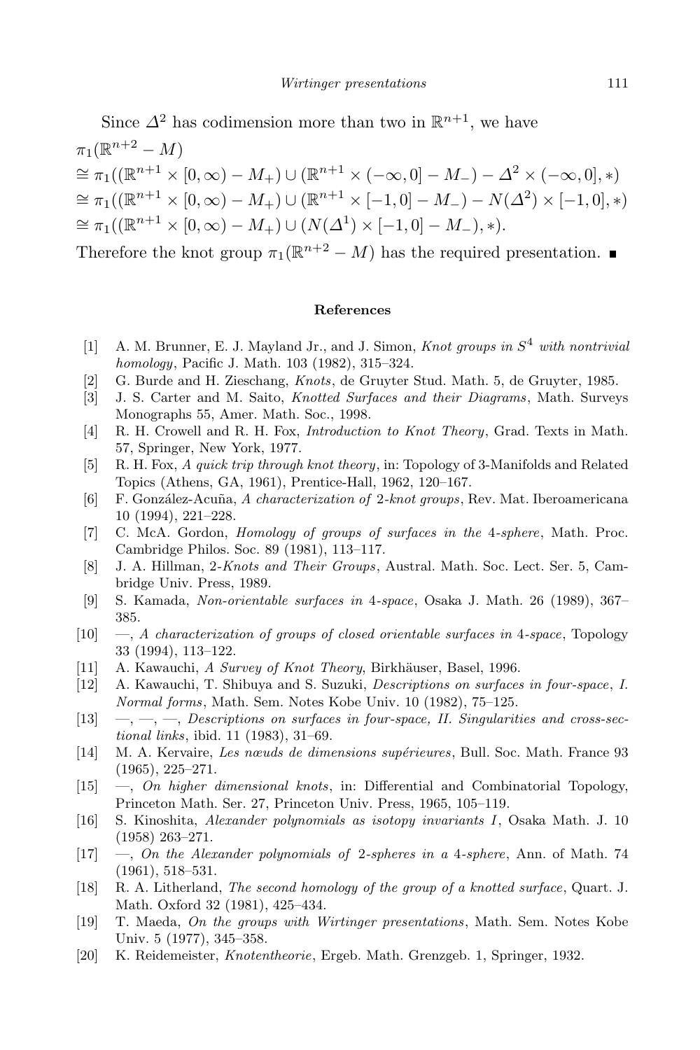Since $\Delta^2$ has codimension more than two in $\mathbb{R}^{n+1}$, we have

$$
\begin{aligned}
&\pi_1(\mathbb{R}^{n+2} - M) \\
&\cong \pi_1((\mathbb{R}^{n+1} \times [0,\infty) - M_+) \cup (\mathbb{R}^{n+1} \times (-\infty, 0] - M_-) - \Delta^2 \times (-\infty, 0], *) \\
&\cong \pi_1((\mathbb{R}^{n+1} \times [0,\infty) - M_+) \cup (\mathbb{R}^{n+1} \times [-1, 0] - M_-) - N(\Delta^2) \times [-1, 0], *) \\
&\cong \pi_1((\mathbb{R}^{n+1} \times [0,\infty) - M_+) \cup (N(\Delta^1) \times [-1, 0] - M_-), *).
\end{aligned}
$$

Therefore the knot group $\pi_1(\mathbb{R}^{n+2} - M)$ has the required presentation. ∎

## References

[1] A. M. Brunner, E. J. Mayland Jr., and J. Simon, *Knot groups in $S^4$ with nontrivial homology*, Pacific J. Math. 103 (1982), 315–324.

[2] G. Burde and H. Zieschang, *Knots*, de Gruyter Stud. Math. 5, de Gruyter, 1985.

[3] J. S. Carter and M. Saito, *Knotted Surfaces and their Diagrams*, Math. Surveys Monographs 55, Amer. Math. Soc., 1998.

[4] R. H. Crowell and R. H. Fox, *Introduction to Knot Theory*, Grad. Texts in Math. 57, Springer, New York, 1977.

[5] R. H. Fox, *A quick trip through knot theory*, in: Topology of 3-Manifolds and Related Topics (Athens, GA, 1961), Prentice-Hall, 1962, 120–167.

[6] F. González-Acuña, *A characterization of 2-knot groups*, Rev. Mat. Iberoamericana 10 (1994), 221–228.

[7] C. McA. Gordon, *Homology of groups of surfaces in the 4-sphere*, Math. Proc. Cambridge Philos. Soc. 89 (1981), 113–117.

[8] J. A. Hillman, *2-Knots and Their Groups*, Austral. Math. Soc. Lect. Ser. 5, Cambridge Univ. Press, 1989.

[9] S. Kamada, *Non-orientable surfaces in 4-space*, Osaka J. Math. 26 (1989), 367–385.

[10] —, *A characterization of groups of closed orientable surfaces in 4-space*, Topology 33 (1994), 113–122.

[11] A. Kawauchi, *A Survey of Knot Theory*, Birkhäuser, Basel, 1996.

[12] A. Kawauchi, T. Shibuya and S. Suzuki, *Descriptions on surfaces in four-space, I. Normal forms*, Math. Sem. Notes Kobe Univ. 10 (1982), 75–125.

[13] —, —, —, *Descriptions on surfaces in four-space, II. Singularities and cross-sectional links*, ibid. 11 (1983), 31–69.

[14] M. A. Kervaire, *Les nœuds de dimensions supérieures*, Bull. Soc. Math. France 93 (1965), 225–271.

[15] —, *On higher dimensional knots*, in: Differential and Combinatorial Topology, Princeton Math. Ser. 27, Princeton Univ. Press, 1965, 105–119.

[16] S. Kinoshita, *Alexander polynomials as isotopy invariants I*, Osaka Math. J. 10 (1958) 263–271.

[17] —, *On the Alexander polynomials of 2-spheres in a 4-sphere*, Ann. of Math. 74 (1961), 518–531.

[18] R. A. Litherland, *The second homology of the group of a knotted surface*, Quart. J. Math. Oxford 32 (1981), 425–434.

[19] T. Maeda, *On the groups with Wirtinger presentations*, Math. Sem. Notes Kobe Univ. 5 (1977), 345–358.

[20] K. Reidemeister, *Knotentheorie*, Ergeb. Math. Grenzgeb. 1, Springer, 1932.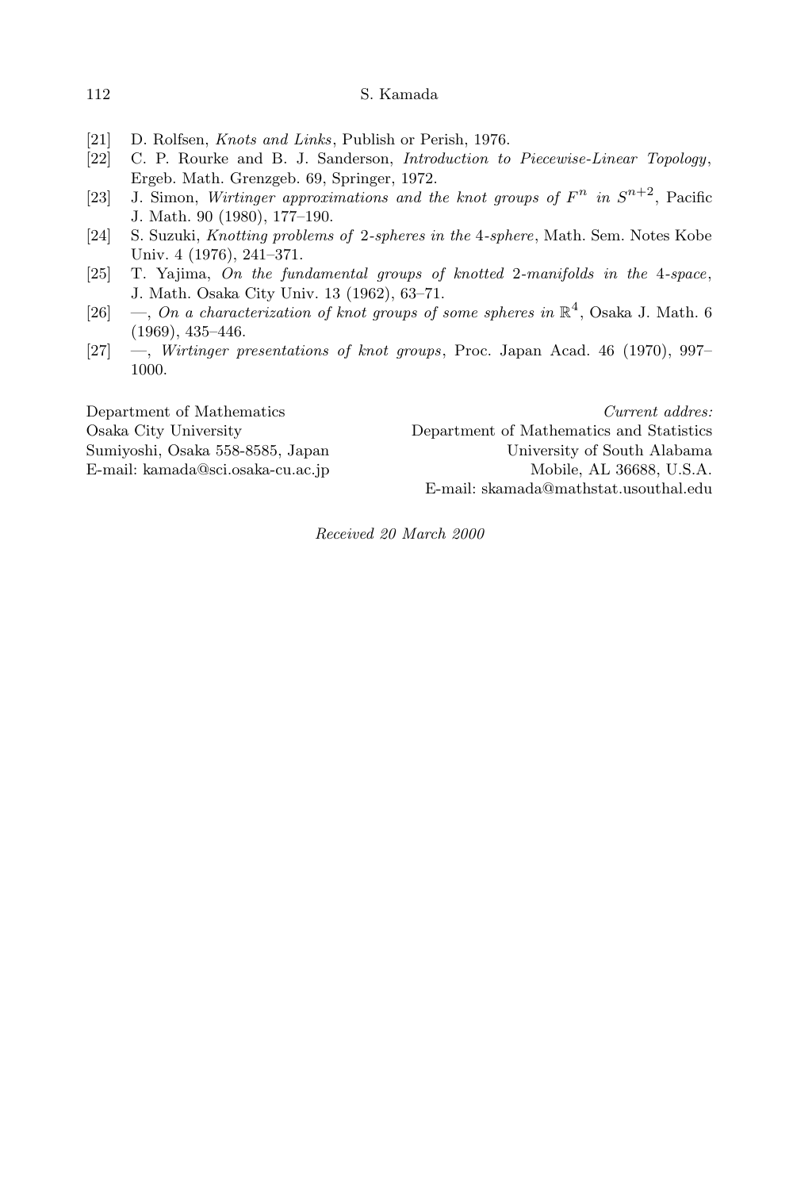[21] D. Rolfsen, *Knots and Links*, Publish or Perish, 1976.

[22] C. P. Rourke and B. J. Sanderson, *Introduction to Piecewise-Linear Topology*, Ergeb. Math. Grenzgeb. 69, Springer, 1972.

[23] J. Simon, *Wirtinger approximations and the knot groups of $F^n$ in $S^{n+2}$*, Pacific J. Math. 90 (1980), 177–190.

[24] S. Suzuki, *Knotting problems of 2-spheres in the 4-sphere*, Math. Sem. Notes Kobe Univ. 4 (1976), 241–371.

[25] T. Yajima, *On the fundamental groups of knotted 2-manifolds in the 4-space*, J. Math. Osaka City Univ. 13 (1962), 63–71.

[26] —, *On a characterization of knot groups of some spheres in $\mathbb{R}^4$*, Osaka J. Math. 6 (1969), 435–446.

[27] —, *Wirtinger presentations of knot groups*, Proc. Japan Acad. 46 (1970), 997–1000.

Department of Mathematics
Osaka City University
Sumiyoshi, Osaka 558-8585, Japan
E-mail: kamada@sci.osaka-cu.ac.jp

*Current addres:*
Department of Mathematics and Statistics
University of South Alabama
Mobile, AL 36688, U.S.A.
E-mail: skamada@mathstat.usouthal.edu

*Received 20 March 2000*